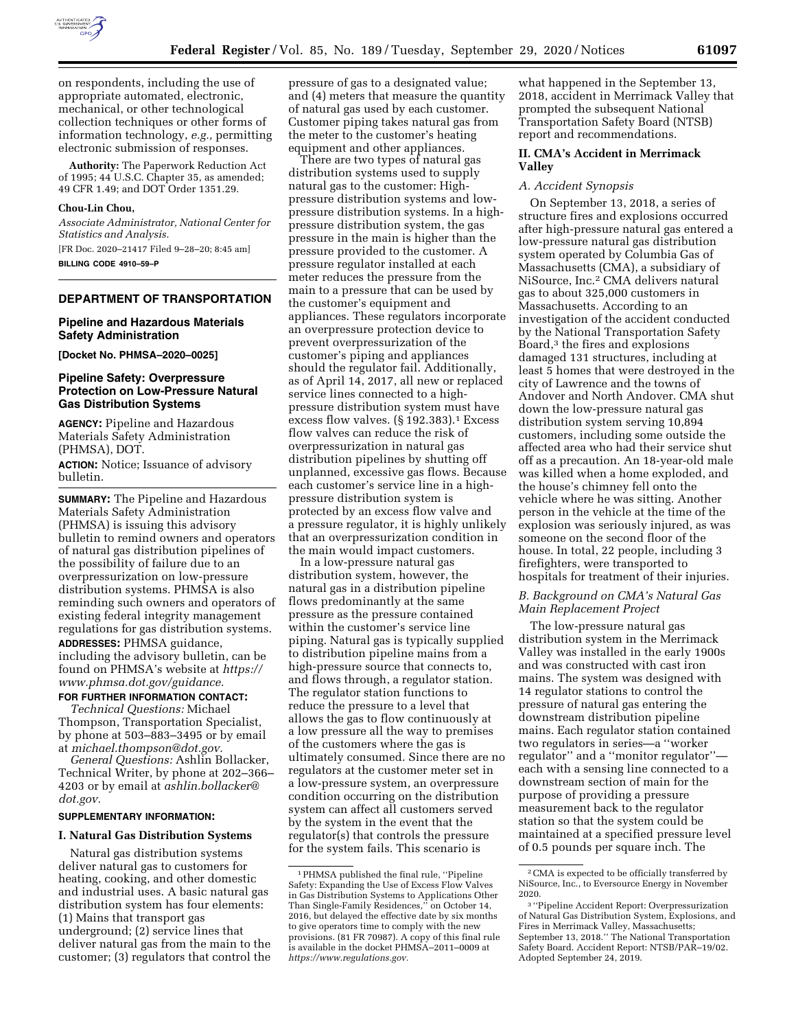on respondents, including the use of appropriate automated, electronic, mechanical, or other technological collection techniques or other forms of information technology, *e.g.,* permitting electronic submission of responses.

**Authority:** The Paperwork Reduction Act of 1995; 44 U.S.C. Chapter 35, as amended; 49 CFR 1.49; and DOT Order 1351.29.

**Chou-Lin Chou,**

*Associate Administrator, National Center for Statistics and Analysis.*

[FR Doc. 2020–21417 Filed 9–28–20; 8:45 am]

**BILLING CODE 4910–59–P**

## DEPARTMENT OF TRANSPORTATION

### Pipeline and Hazardous Materials Safety Administration

**[Docket No. PHMSA–2020–0025]**

### Pipeline Safety: Overpressure Protection on Low-Pressure Natural Gas Distribution Systems

**AGENCY:** Pipeline and Hazardous Materials Safety Administration (PHMSA), DOT.

**ACTION:** Notice; Issuance of advisory bulletin.

**SUMMARY:** The Pipeline and Hazardous Materials Safety Administration (PHMSA) is issuing this advisory bulletin to remind owners and operators of natural gas distribution pipelines of the possibility of failure due to an overpressurization on low-pressure distribution systems. PHMSA is also reminding such owners and operators of existing federal integrity management regulations for gas distribution systems.

**ADDRESSES:** PHMSA guidance, including the advisory bulletin, can be found on PHMSA's website at *https://www.phmsa.dot.gov/guidance.*

**FOR FURTHER INFORMATION CONTACT:**

*Technical Questions:* Michael Thompson, Transportation Specialist, by phone at 503–883–3495 or by email at *michael.thompson@dot.gov.*

*General Questions:* Ashlin Bollacker, Technical Writer, by phone at 202–366–4203 or by email at *ashlin.bollacker@dot.gov.*

**SUPPLEMENTARY INFORMATION:**

#### I. Natural Gas Distribution Systems

Natural gas distribution systems deliver natural gas to customers for heating, cooking, and other domestic and industrial uses. A basic natural gas distribution system has four elements: (1) Mains that transport gas underground; (2) service lines that deliver natural gas from the main to the customer; (3) regulators that control the pressure of gas to a designated value; and (4) meters that measure the quantity of natural gas used by each customer. Customer piping takes natural gas from the meter to the customer's heating equipment and other appliances.

There are two types of natural gas distribution systems used to supply natural gas to the customer: High-pressure distribution systems and low-pressure distribution systems. In a high-pressure distribution system, the gas pressure in the main is higher than the pressure provided to the customer. A pressure regulator installed at each meter reduces the pressure from the main to a pressure that can be used by the customer's equipment and appliances. These regulators incorporate an overpressure protection device to prevent overpressurization of the customer's piping and appliances should the regulator fail. Additionally, as of April 14, 2017, all new or replaced service lines connected to a high-pressure distribution system must have excess flow valves. (§ 192.383).[1] Excess flow valves can reduce the risk of overpressurization in natural gas distribution pipelines by shutting off unplanned, excessive gas flows. Because each customer's service line in a high-pressure distribution system is protected by an excess flow valve and a pressure regulator, it is highly unlikely that an overpressurization condition in the main would impact customers.

In a low-pressure natural gas distribution system, however, the natural gas in a distribution pipeline flows predominantly at the same pressure as the pressure contained within the customer's service line piping. Natural gas is typically supplied to distribution pipeline mains from a high-pressure source that connects to, and flows through, a regulator station. The regulator station functions to reduce the pressure to a level that allows the gas to flow continuously at a low pressure all the way to premises of the customers where the gas is ultimately consumed. Since there are no regulators at the customer meter set in a low-pressure system, an overpressure condition occurring on the distribution system can affect all customers served by the system in the event that the regulator(s) that controls the pressure for the system fails. This scenario is what happened in the September 13, 2018, accident in Merrimack Valley that prompted the subsequent National Transportation Safety Board (NTSB) report and recommendations.

#### II. CMA's Accident in Merrimack Valley

##### A. Accident Synopsis

On September 13, 2018, a series of structure fires and explosions occurred after high-pressure natural gas entered a low-pressure natural gas distribution system operated by Columbia Gas of Massachusetts (CMA), a subsidiary of NiSource, Inc.[2] CMA delivers natural gas to about 325,000 customers in Massachusetts. According to an investigation of the accident conducted by the National Transportation Safety Board,[3] the fires and explosions damaged 131 structures, including at least 5 homes that were destroyed in the city of Lawrence and the towns of Andover and North Andover. CMA shut down the low-pressure natural gas distribution system serving 10,894 customers, including some outside the affected area who had their service shut off as a precaution. An 18-year-old male was killed when a home exploded, and the house's chimney fell onto the vehicle where he was sitting. Another person in the vehicle at the time of the explosion was seriously injured, as was someone on the second floor of the house. In total, 22 people, including 3 firefighters, were transported to hospitals for treatment of their injuries.

##### B. Background on CMA's Natural Gas Main Replacement Project

The low-pressure natural gas distribution system in the Merrimack Valley was installed in the early 1900s and was constructed with cast iron mains. The system was designed with 14 regulator stations to control the pressure of natural gas entering the downstream distribution pipeline mains. Each regulator station contained two regulators in series—a ''worker regulator'' and a ''monitor regulator''—each with a sensing line connected to a downstream section of main for the purpose of providing a pressure measurement back to the regulator station so that the system could be maintained at a specified pressure level of 0.5 pounds per square inch. The

[1] PHMSA published the final rule, ''Pipeline Safety: Expanding the Use of Excess Flow Valves in Gas Distribution Systems to Applications Other Than Single-Family Residences,'' on October 14, 2016, but delayed the effective date by six months to give operators time to comply with the new provisions. (81 FR 70987). A copy of this final rule is available in the docket PHMSA–2011–0009 at *https://www.regulations.gov.*

[2] CMA is expected to be officially transferred by NiSource, Inc., to Eversource Energy in November 2020.

[3] ''Pipeline Accident Report: Overpressurization of Natural Gas Distribution System, Explosions, and Fires in Merrimack Valley, Massachusetts; September 13, 2018.'' The National Transportation Safety Board. Accident Report: NTSB/PAR–19/02. Adopted September 24, 2019.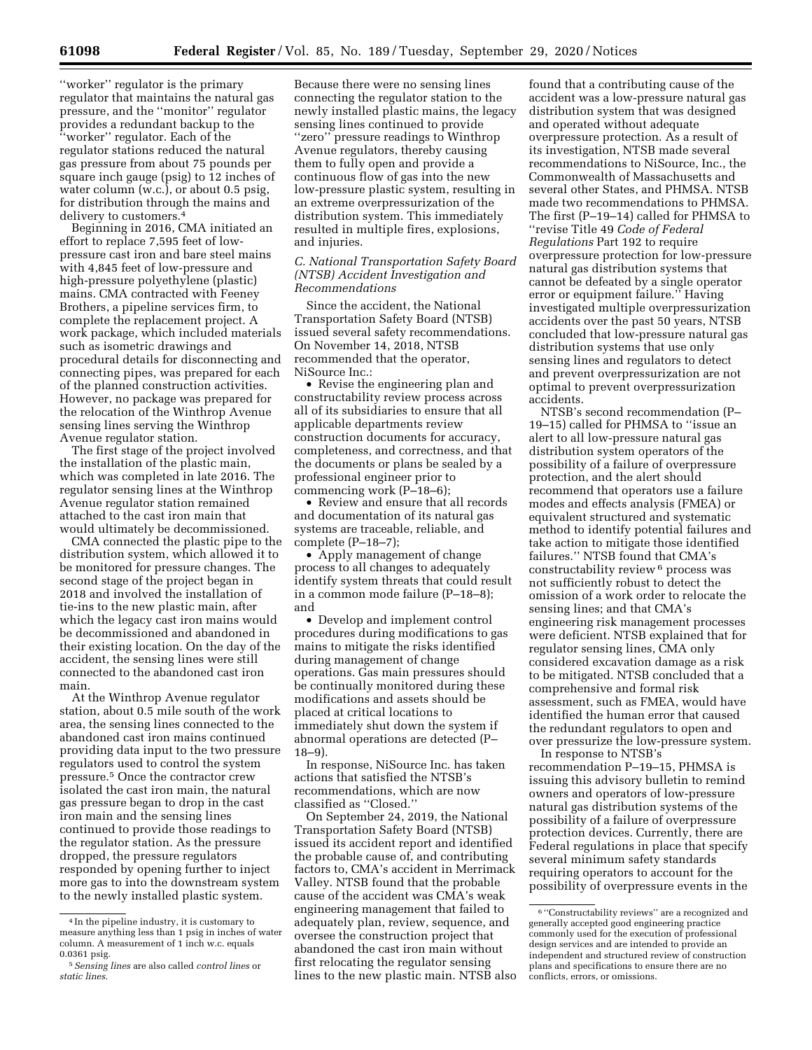''worker'' regulator is the primary regulator that maintains the natural gas pressure, and the ''monitor'' regulator provides a redundant backup to the ''worker'' regulator. Each of the regulator stations reduced the natural gas pressure from about 75 pounds per square inch gauge (psig) to 12 inches of water column (w.c.), or about 0.5 psig, for distribution through the mains and delivery to customers.[4]

Beginning in 2016, CMA initiated an effort to replace 7,595 feet of low-pressure cast iron and bare steel mains with 4,845 feet of low-pressure and high-pressure polyethylene (plastic) mains. CMA contracted with Feeney Brothers, a pipeline services firm, to complete the replacement project. A work package, which included materials such as isometric drawings and procedural details for disconnecting and connecting pipes, was prepared for each of the planned construction activities. However, no package was prepared for the relocation of the Winthrop Avenue sensing lines serving the Winthrop Avenue regulator station.

The first stage of the project involved the installation of the plastic main, which was completed in late 2016. The regulator sensing lines at the Winthrop Avenue regulator station remained attached to the cast iron main that would ultimately be decommissioned.

CMA connected the plastic pipe to the distribution system, which allowed it to be monitored for pressure changes. The second stage of the project began in 2018 and involved the installation of tie-ins to the new plastic main, after which the legacy cast iron mains would be decommissioned and abandoned in their existing location. On the day of the accident, the sensing lines were still connected to the abandoned cast iron main.

At the Winthrop Avenue regulator station, about 0.5 mile south of the work area, the sensing lines connected to the abandoned cast iron mains continued providing data input to the two pressure regulators used to control the system pressure.[5] Once the contractor crew isolated the cast iron main, the natural gas pressure began to drop in the cast iron main and the sensing lines continued to provide those readings to the regulator station. As the pressure dropped, the pressure regulators responded by opening further to inject more gas to into the downstream system to the newly installed plastic system. Because there were no sensing lines connecting the regulator station to the newly installed plastic mains, the legacy sensing lines continued to provide ''zero'' pressure readings to Winthrop Avenue regulators, thereby causing them to fully open and provide a continuous flow of gas into the new low-pressure plastic system, resulting in an extreme overpressurization of the distribution system. This immediately resulted in multiple fires, explosions, and injuries.

### *C. National Transportation Safety Board (NTSB) Accident Investigation and Recommendations*

Since the accident, the National Transportation Safety Board (NTSB) issued several safety recommendations. On November 14, 2018, NTSB recommended that the operator, NiSource Inc.:

- Revise the engineering plan and constructability review process across all of its subsidiaries to ensure that all applicable departments review construction documents for accuracy, completeness, and correctness, and that the documents or plans be sealed by a professional engineer prior to commencing work (P–18–6);
- Review and ensure that all records and documentation of its natural gas systems are traceable, reliable, and complete (P–18–7);
- Apply management of change process to all changes to adequately identify system threats that could result in a common mode failure (P–18–8); and
- Develop and implement control procedures during modifications to gas mains to mitigate the risks identified during management of change operations. Gas main pressures should be continually monitored during these modifications and assets should be placed at critical locations to immediately shut down the system if abnormal operations are detected (P–18–9).

In response, NiSource Inc. has taken actions that satisfied the NTSB's recommendations, which are now classified as ''Closed.''

On September 24, 2019, the National Transportation Safety Board (NTSB) issued its accident report and identified the probable cause of, and contributing factors to, CMA's accident in Merrimack Valley. NTSB found that the probable cause of the accident was CMA's weak engineering management that failed to adequately plan, review, sequence, and oversee the construction project that abandoned the cast iron main without first relocating the regulator sensing lines to the new plastic main. NTSB also found that a contributing cause of the accident was a low-pressure natural gas distribution system that was designed and operated without adequate overpressure protection. As a result of its investigation, NTSB made several recommendations to NiSource, Inc., the Commonwealth of Massachusetts and several other States, and PHMSA. NTSB made two recommendations to PHMSA. The first (P–19–14) called for PHMSA to ''revise Title 49 *Code of Federal Regulations* Part 192 to require overpressure protection for low-pressure natural gas distribution systems that cannot be defeated by a single operator error or equipment failure.'' Having investigated multiple overpressurization accidents over the past 50 years, NTSB concluded that low-pressure natural gas distribution systems that use only sensing lines and regulators to detect and prevent overpressurization are not optimal to prevent overpressurization accidents.

NTSB's second recommendation (P–19–15) called for PHMSA to ''issue an alert to all low-pressure natural gas distribution system operators of the possibility of a failure of overpressure protection, and the alert should recommend that operators use a failure modes and effects analysis (FMEA) or equivalent structured and systematic method to identify potential failures and take action to mitigate those identified failures.'' NTSB found that CMA's constructability review[6] process was not sufficiently robust to detect the omission of a work order to relocate the sensing lines; and that CMA's engineering risk management processes were deficient. NTSB explained that for regulator sensing lines, CMA only considered excavation damage as a risk to be mitigated. NTSB concluded that a comprehensive and formal risk assessment, such as FMEA, would have identified the human error that caused the redundant regulators to open and over pressurize the low-pressure system.

In response to NTSB's recommendation P–19–15, PHMSA is issuing this advisory bulletin to remind owners and operators of low-pressure natural gas distribution systems of the possibility of a failure of overpressure protection devices. Currently, there are Federal regulations in place that specify several minimum safety standards requiring operators to account for the possibility of overpressure events in the

---

[4] In the pipeline industry, it is customary to measure anything less than 1 psig in inches of water column. A measurement of 1 inch w.c. equals 0.0361 psig.

[5] *Sensing lines* are also called *control lines* or *static lines.*

[6] ''Constructability reviews'' are a recognized and generally accepted good engineering practice commonly used for the execution of professional design services and are intended to provide an independent and structured review of construction plans and specifications to ensure there are no conflicts, errors, or omissions.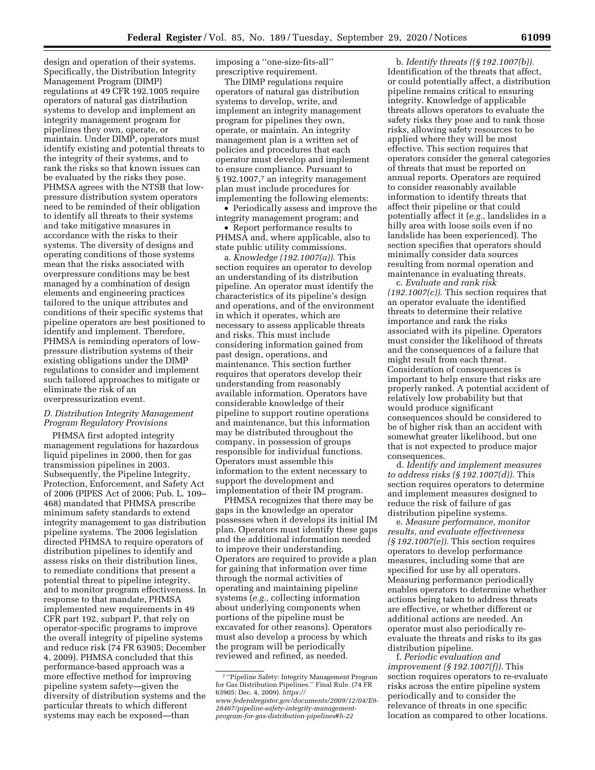design and operation of their systems. Specifically, the Distribution Integrity Management Program (DIMP) regulations at 49 CFR 192.1005 require operators of natural gas distribution systems to develop and implement an integrity management program for pipelines they own, operate, or maintain. Under DIMP, operators must identify existing and potential threats to the integrity of their systems, and to rank the risks so that known issues can be evaluated by the risks they pose. PHMSA agrees with the NTSB that low-pressure distribution system operators need to be reminded of their obligation to identify all threats to their systems and take mitigative measures in accordance with the risks to their systems. The diversity of designs and operating conditions of those systems mean that the risks associated with overpressure conditions may be best managed by a combination of design elements and engineering practices tailored to the unique attributes and conditions of their specific systems that pipeline operators are best positioned to identify and implement. Therefore, PHMSA is reminding operators of low-pressure distribution systems of their existing obligations under the DIMP regulations to consider and implement such tailored approaches to mitigate or eliminate the risk of an overpressurization event.

### D. Distribution Integrity Management Program Regulatory Provisions

PHMSA first adopted integrity management regulations for hazardous liquid pipelines in 2000, then for gas transmission pipelines in 2003. Subsequently, the Pipeline Integrity, Protection, Enforcement, and Safety Act of 2006 (PIPES Act of 2006; Pub. L. 109–468) mandated that PHMSA prescribe minimum safety standards to extend integrity management to gas distribution pipeline systems. The 2006 legislation directed PHMSA to require operators of distribution pipelines to identify and assess risks on their distribution lines, to remediate conditions that present a potential threat to pipeline integrity, and to monitor program effectiveness. In response to that mandate, PHMSA implemented new requirements in 49 CFR part 192, subpart P, that rely on operator-specific programs to improve the overall integrity of pipeline systems and reduce risk (74 FR 63905; December 4, 2009). PHMSA concluded that this performance-based approach was a more effective method for improving pipeline system safety—given the diversity of distribution systems and the particular threats to which different systems may each be exposed—than imposing a ''one-size-fits-all'' prescriptive requirement.

The DIMP regulations require operators of natural gas distribution systems to develop, write, and implement an integrity management program for pipelines they own, operate, or maintain. An integrity management plan is a written set of policies and procedures that each operator must develop and implement to ensure compliance. Pursuant to § 192.1007,[7] an integrity management plan must include procedures for implementing the following elements:

- Periodically assess and improve the integrity management program; and
- Report performance results to PHMSA and, where applicable, also to state public utility commissions.

a. *Knowledge (192.1007(a)).* This section requires an operator to develop an understanding of its distribution pipeline. An operator must identify the characteristics of its pipeline's design and operations, and of the environment in which it operates, which are necessary to assess applicable threats and risks. This must include considering information gained from past design, operations, and maintenance. This section further requires that operators develop their understanding from reasonably available information. Operators have considerable knowledge of their pipeline to support routine operations and maintenance, but this information may be distributed throughout the company, in possession of groups responsible for individual functions. Operators must assemble this information to the extent necessary to support the development and implementation of their IM program.

PHMSA recognizes that there may be gaps in the knowledge an operator possesses when it develops its initial IM plan. Operators must identify these gaps and the additional information needed to improve their understanding. Operators are required to provide a plan for gaining that information over time through the normal activities of operating and maintaining pipeline systems (*e.g.,* collecting information about underlying components when portions of the pipeline must be excavated for other reasons). Operators must also develop a process by which the program will be periodically reviewed and refined, as needed.

b. *Identify threats ((§ 192.1007(b)).* Identification of the threats that affect, or could potentially affect, a distribution pipeline remains critical to ensuring integrity. Knowledge of applicable threats allows operators to evaluate the safety risks they pose and to rank those risks, allowing safety resources to be applied where they will be most effective. This section requires that operators consider the general categories of threats that must be reported on annual reports. Operators are required to consider reasonably available information to identify threats that affect their pipeline or that could potentially affect it (*e.g.,* landslides in a hilly area with loose soils even if no landslide has been experienced). The section specifies that operators should minimally consider data sources resulting from normal operation and maintenance in evaluating threats.

c. *Evaluate and rank risk (192.1007(c)).* This section requires that an operator evaluate the identified threats to determine their relative importance and rank the risks associated with its pipeline. Operators must consider the likelihood of threats and the consequences of a failure that might result from each threat. Consideration of consequences is important to help ensure that risks are properly ranked. A potential accident of relatively low probability but that would produce significant consequences should be considered to be of higher risk than an accident with somewhat greater likelihood, but one that is not expected to produce major consequences.

d. *Identify and implement measures to address risks (§ 192.1007(d)).* This section requires operators to determine and implement measures designed to reduce the risk of failure of gas distribution pipeline systems.

e. *Measure performance, monitor results, and evaluate effectiveness (§ 192.1007(e)).* This section requires operators to develop performance measures, including some that are specified for use by all operators. Measuring performance periodically enables operators to determine whether actions being taken to address threats are effective, or whether different or additional actions are needed. An operator must also periodically re-evaluate the threats and risks to its gas distribution pipeline.

f. *Periodic evaluation and improvement (§ 192.1007(f)).* This section requires operators to re-evaluate risks across the entire pipeline system periodically and to consider the relevance of threats in one specific location as compared to other locations.

[7] ''Pipeline Safety: Integrity Management Program for Gas Distribution Pipelines.'' Final Rule. (74 FR 63905; Dec. 4, 2009). *https://www.federalregister.gov/documents/2009/12/04/E9-28467/pipeline-safety-integrity-management-program-for-gas-distribution-pipelines#h-22*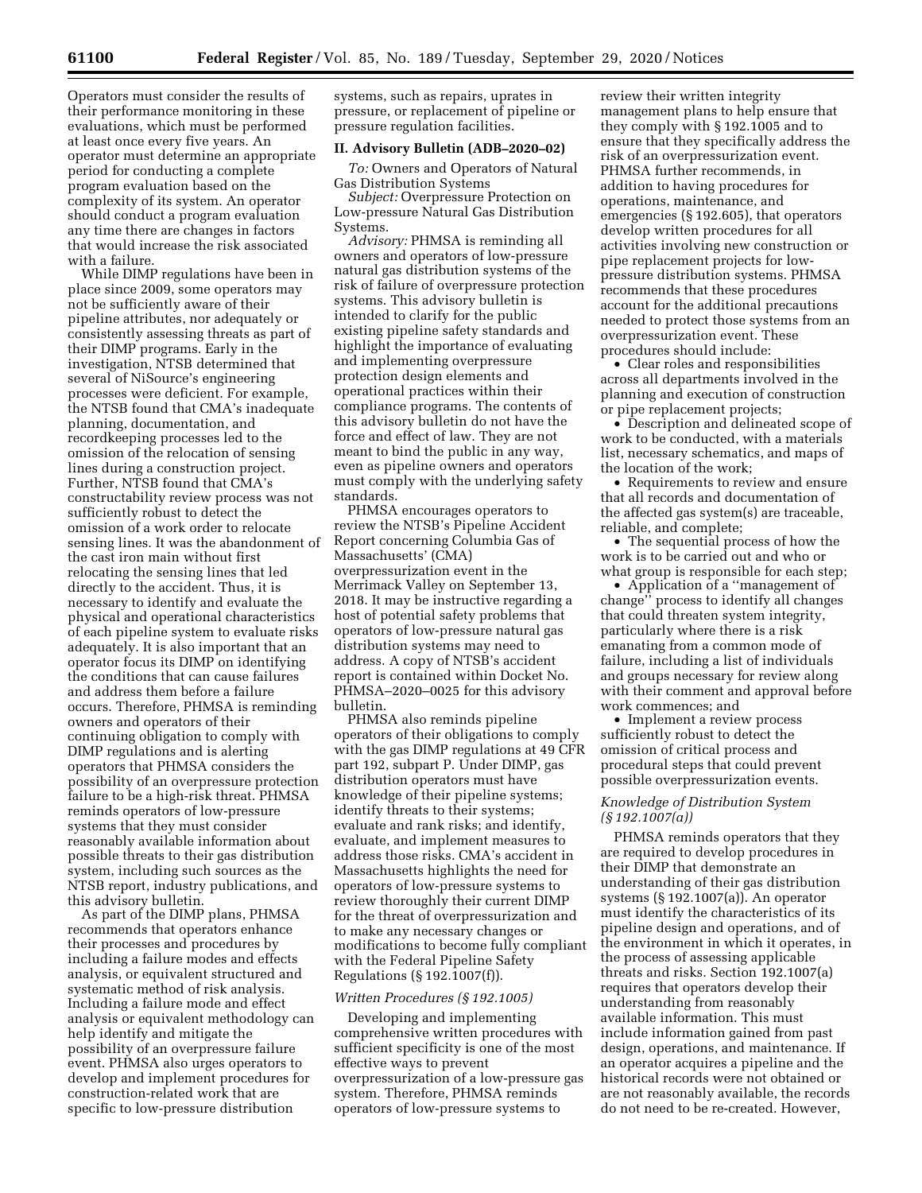Operators must consider the results of their performance monitoring in these evaluations, which must be performed at least once every five years. An operator must determine an appropriate period for conducting a complete program evaluation based on the complexity of its system. An operator should conduct a program evaluation any time there are changes in factors that would increase the risk associated with a failure.

While DIMP regulations have been in place since 2009, some operators may not be sufficiently aware of their pipeline attributes, nor adequately or consistently assessing threats as part of their DIMP programs. Early in the investigation, NTSB determined that several of NiSource's engineering processes were deficient. For example, the NTSB found that CMA's inadequate planning, documentation, and recordkeeping processes led to the omission of the relocation of sensing lines during a construction project. Further, NTSB found that CMA's constructability review process was not sufficiently robust to detect the omission of a work order to relocate sensing lines. It was the abandonment of the cast iron main without first relocating the sensing lines that led directly to the accident. Thus, it is necessary to identify and evaluate the physical and operational characteristics of each pipeline system to evaluate risks adequately. It is also important that an operator focus its DIMP on identifying the conditions that can cause failures and address them before a failure occurs. Therefore, PHMSA is reminding owners and operators of their continuing obligation to comply with DIMP regulations and is alerting operators that PHMSA considers the possibility of an overpressure protection failure to be a high-risk threat. PHMSA reminds operators of low-pressure systems that they must consider reasonably available information about possible threats to their gas distribution system, including such sources as the NTSB report, industry publications, and this advisory bulletin.

As part of the DIMP plans, PHMSA recommends that operators enhance their processes and procedures by including a failure modes and effects analysis, or equivalent structured and systematic method of risk analysis. Including a failure mode and effect analysis or equivalent methodology can help identify and mitigate the possibility of an overpressure failure event. PHMSA also urges operators to develop and implement procedures for construction-related work that are specific to low-pressure distribution systems, such as repairs, uprates in pressure, or replacement of pipeline or pressure regulation facilities.

## II. Advisory Bulletin (ADB–2020–02)

*To:* Owners and Operators of Natural Gas Distribution Systems

*Subject:* Overpressure Protection on Low-pressure Natural Gas Distribution Systems.

*Advisory:* PHMSA is reminding all owners and operators of low-pressure natural gas distribution systems of the risk of failure of overpressure protection systems. This advisory bulletin is intended to clarify for the public existing pipeline safety standards and highlight the importance of evaluating and implementing overpressure protection design elements and operational practices within their compliance programs. The contents of this advisory bulletin do not have the force and effect of law. They are not meant to bind the public in any way, even as pipeline owners and operators must comply with the underlying safety standards.

PHMSA encourages operators to review the NTSB's Pipeline Accident Report concerning Columbia Gas of Massachusetts' (CMA) overpressurization event in the Merrimack Valley on September 13, 2018. It may be instructive regarding a host of potential safety problems that operators of low-pressure natural gas distribution systems may need to address. A copy of NTSB's accident report is contained within Docket No. PHMSA–2020–0025 for this advisory bulletin.

PHMSA also reminds pipeline operators of their obligations to comply with the gas DIMP regulations at 49 CFR part 192, subpart P. Under DIMP, gas distribution operators must have knowledge of their pipeline systems; identify threats to their systems; evaluate and rank risks; and identify, evaluate, and implement measures to address those risks. CMA's accident in Massachusetts highlights the need for operators of low-pressure systems to review thoroughly their current DIMP for the threat of overpressurization and to make any necessary changes or modifications to become fully compliant with the Federal Pipeline Safety Regulations (§ 192.1007(f)).

### *Written Procedures (§ 192.1005)*

Developing and implementing comprehensive written procedures with sufficient specificity is one of the most effective ways to prevent overpressurization of a low-pressure gas system. Therefore, PHMSA reminds operators of low-pressure systems to review their written integrity management plans to help ensure that they comply with § 192.1005 and to ensure that they specifically address the risk of an overpressurization event. PHMSA further recommends, in addition to having procedures for operations, maintenance, and emergencies (§ 192.605), that operators develop written procedures for all activities involving new construction or pipe replacement projects for low-pressure distribution systems. PHMSA recommends that these procedures account for the additional precautions needed to protect those systems from an overpressurization event. These procedures should include:

- Clear roles and responsibilities across all departments involved in the planning and execution of construction or pipe replacement projects;
- Description and delineated scope of work to be conducted, with a materials list, necessary schematics, and maps of the location of the work;
- Requirements to review and ensure that all records and documentation of the affected gas system(s) are traceable, reliable, and complete;
- The sequential process of how the work is to be carried out and who or what group is responsible for each step;
- Application of a "management of change" process to identify all changes that could threaten system integrity, particularly where there is a risk emanating from a common mode of failure, including a list of individuals and groups necessary for review along with their comment and approval before work commences; and
- Implement a review process sufficiently robust to detect the omission of critical process and procedural steps that could prevent possible overpressurization events.

### *Knowledge of Distribution System (§ 192.1007(a))*

PHMSA reminds operators that they are required to develop procedures in their DIMP that demonstrate an understanding of their gas distribution systems (§ 192.1007(a)). An operator must identify the characteristics of its pipeline design and operations, and of the environment in which it operates, in the process of assessing applicable threats and risks. Section 192.1007(a) requires that operators develop their understanding from reasonably available information. This must include information gained from past design, operations, and maintenance. If an operator acquires a pipeline and the historical records were not obtained or are not reasonably available, the records do not need to be re-created. However,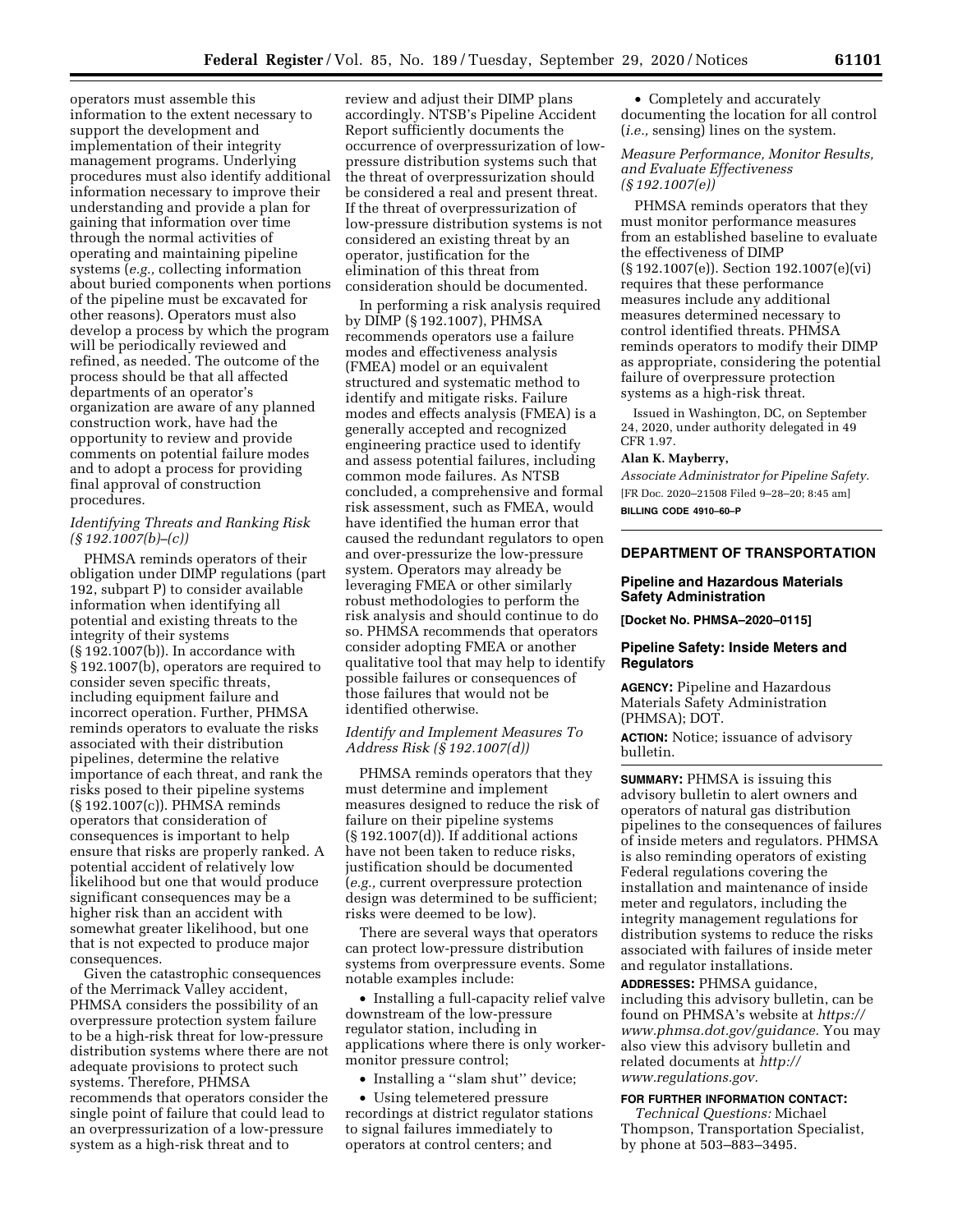operators must assemble this information to the extent necessary to support the development and implementation of their integrity management programs. Underlying procedures must also identify additional information necessary to improve their understanding and provide a plan for gaining that information over time through the normal activities of operating and maintaining pipeline systems (*e.g.,* collecting information about buried components when portions of the pipeline must be excavated for other reasons). Operators must also develop a process by which the program will be periodically reviewed and refined, as needed. The outcome of the process should be that all affected departments of an operator's organization are aware of any planned construction work, have had the opportunity to review and provide comments on potential failure modes and to adopt a process for providing final approval of construction procedures.

*Identifying Threats and Ranking Risk (§ 192.1007(b)–(c))*

PHMSA reminds operators of their obligation under DIMP regulations (part 192, subpart P) to consider available information when identifying all potential and existing threats to the integrity of their systems (§ 192.1007(b)). In accordance with § 192.1007(b), operators are required to consider seven specific threats, including equipment failure and incorrect operation. Further, PHMSA reminds operators to evaluate the risks associated with their distribution pipelines, determine the relative importance of each threat, and rank the risks posed to their pipeline systems (§ 192.1007(c)). PHMSA reminds operators that consideration of consequences is important to help ensure that risks are properly ranked. A potential accident of relatively low likelihood but one that would produce significant consequences may be a higher risk than an accident with somewhat greater likelihood, but one that is not expected to produce major consequences.

Given the catastrophic consequences of the Merrimack Valley accident, PHMSA considers the possibility of an overpressure protection system failure to be a high-risk threat for low-pressure distribution systems where there are not adequate provisions to protect such systems. Therefore, PHMSA recommends that operators consider the single point of failure that could lead to an overpressurization of a low-pressure system as a high-risk threat and to review and adjust their DIMP plans accordingly. NTSB's Pipeline Accident Report sufficiently documents the occurrence of overpressurization of low-pressure distribution systems such that the threat of overpressurization should be considered a real and present threat. If the threat of overpressurization of low-pressure distribution systems is not considered an existing threat by an operator, justification for the elimination of this threat from consideration should be documented.

In performing a risk analysis required by DIMP (§ 192.1007), PHMSA recommends operators use a failure modes and effectiveness analysis (FMEA) model or an equivalent structured and systematic method to identify and mitigate risks. Failure modes and effects analysis (FMEA) is a generally accepted and recognized engineering practice used to identify and assess potential failures, including common mode failures. As NTSB concluded, a comprehensive and formal risk assessment, such as FMEA, would have identified the human error that caused the redundant regulators to open and over-pressurize the low-pressure system. Operators may already be leveraging FMEA or other similarly robust methodologies to perform the risk analysis and should continue to do so. PHMSA recommends that operators consider adopting FMEA or another qualitative tool that may help to identify possible failures or consequences of those failures that would not be identified otherwise.

*Identify and Implement Measures To Address Risk (§ 192.1007(d))*

PHMSA reminds operators that they must determine and implement measures designed to reduce the risk of failure on their pipeline systems (§ 192.1007(d)). If additional actions have not been taken to reduce risks, justification should be documented (*e.g.,* current overpressure protection design was determined to be sufficient; risks were deemed to be low).

There are several ways that operators can protect low-pressure distribution systems from overpressure events. Some notable examples include:

- Installing a full-capacity relief valve downstream of the low-pressure regulator station, including in applications where there is only worker-monitor pressure control;
- Installing a "slam shut" device;
- Using telemetered pressure recordings at district regulator stations to signal failures immediately to operators at control centers; and
- Completely and accurately documenting the location for all control (*i.e.,* sensing) lines on the system.

*Measure Performance, Monitor Results, and Evaluate Effectiveness (§ 192.1007(e))*

PHMSA reminds operators that they must monitor performance measures from an established baseline to evaluate the effectiveness of DIMP (§ 192.1007(e)). Section 192.1007(e)(vi) requires that these performance measures include any additional measures determined necessary to control identified threats. PHMSA reminds operators to modify their DIMP as appropriate, considering the potential failure of overpressure protection systems as a high-risk threat.

Issued in Washington, DC, on September 24, 2020, under authority delegated in 49 CFR 1.97.

**Alan K. Mayberry,**

*Associate Administrator for Pipeline Safety.*

[FR Doc. 2020–21508 Filed 9–28–20; 8:45 am]

**BILLING CODE 4910–60–P**

---

## DEPARTMENT OF TRANSPORTATION

### Pipeline and Hazardous Materials Safety Administration

**[Docket No. PHMSA–2020–0115]**

### Pipeline Safety: Inside Meters and Regulators

**AGENCY:** Pipeline and Hazardous Materials Safety Administration (PHMSA); DOT.

**ACTION:** Notice; issuance of advisory bulletin.

**SUMMARY:** PHMSA is issuing this advisory bulletin to alert owners and operators of natural gas distribution pipelines to the consequences of failures of inside meters and regulators. PHMSA is also reminding operators of existing Federal regulations covering the installation and maintenance of inside meter and regulators, including the integrity management regulations for distribution systems to reduce the risks associated with failures of inside meter and regulator installations.

**ADDRESSES:** PHMSA guidance, including this advisory bulletin, can be found on PHMSA's website at *https://www.phmsa.dot.gov/guidance.* You may also view this advisory bulletin and related documents at *http://www.regulations.gov.*

**FOR FURTHER INFORMATION CONTACT:**

*Technical Questions:* Michael Thompson, Transportation Specialist, by phone at 503–883–3495.